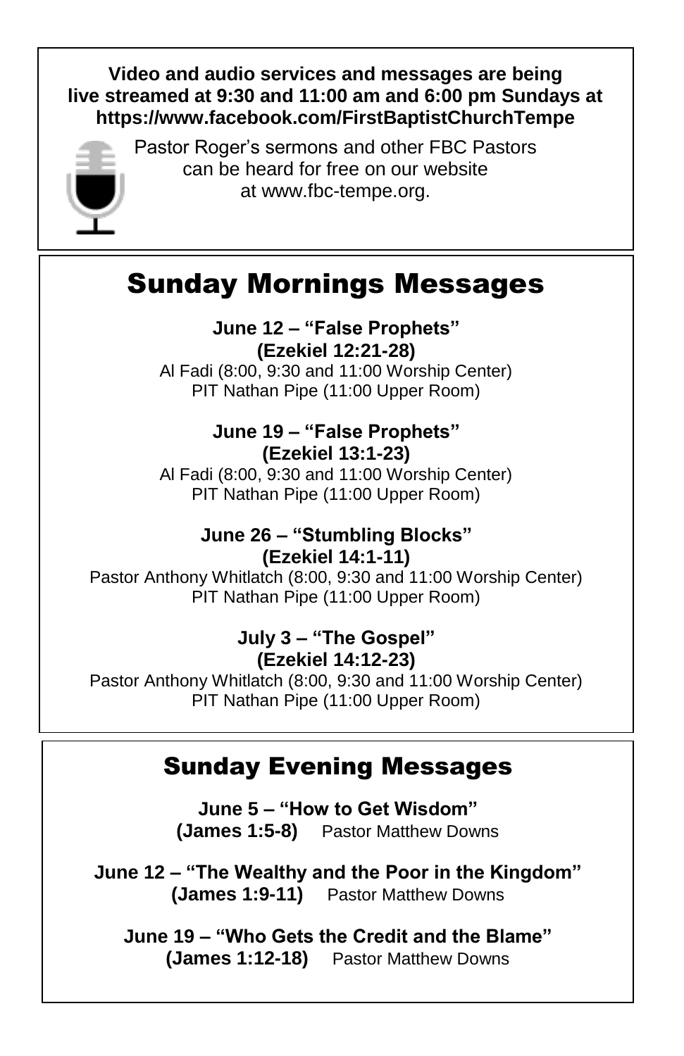**Video and audio services and messages are being live streamed at 9:30 and 11:00 am and 6:00 pm Sundays at https://www.facebook.com/FirstBaptistChurchTempe**

Pastor Roger's sermons and other FBC Pastors can be heard for free on our website at www.fbc-tempe.org.

# Sunday Mornings Messages

**June 12 – "False Prophets"**
**(Ezekiel 12:21-28)**
Al Fadi (8:00, 9:30 and 11:00 Worship Center)
PIT Nathan Pipe (11:00 Upper Room)

**June 19 – "False Prophets"**
**(Ezekiel 13:1-23)**
Al Fadi (8:00, 9:30 and 11:00 Worship Center)
PIT Nathan Pipe (11:00 Upper Room)

**June 26 – "Stumbling Blocks"**
**(Ezekiel 14:1-11)**
Pastor Anthony Whitlatch (8:00, 9:30 and 11:00 Worship Center)
PIT Nathan Pipe (11:00 Upper Room)

**July 3 – "The Gospel"**
**(Ezekiel 14:12-23)**
Pastor Anthony Whitlatch (8:00, 9:30 and 11:00 Worship Center)
PIT Nathan Pipe (11:00 Upper Room)

# Sunday Evening Messages

**June 5 – "How to Get Wisdom"**
**(James 1:5-8)** Pastor Matthew Downs

**June 12 – "The Wealthy and the Poor in the Kingdom"**
**(James 1:9-11)** Pastor Matthew Downs

**June 19 – "Who Gets the Credit and the Blame"**
**(James 1:12-18)** Pastor Matthew Downs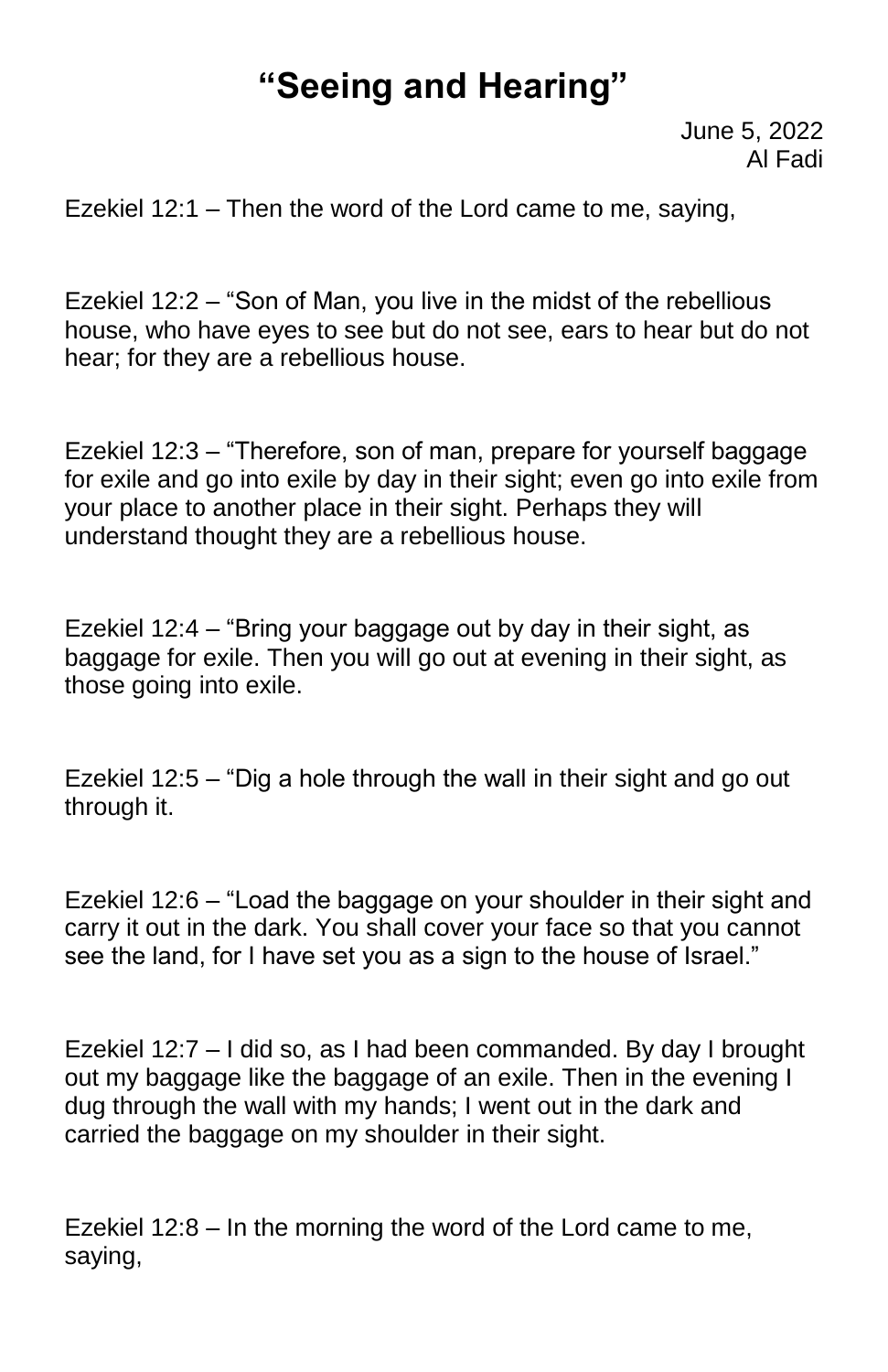# "Seeing and Hearing"

June 5, 2022
Al Fadi

Ezekiel 12:1 – Then the word of the Lord came to me, saying,

Ezekiel 12:2 – "Son of Man, you live in the midst of the rebellious house, who have eyes to see but do not see, ears to hear but do not hear; for they are a rebellious house.

Ezekiel 12:3 – "Therefore, son of man, prepare for yourself baggage for exile and go into exile by day in their sight; even go into exile from your place to another place in their sight. Perhaps they will understand thought they are a rebellious house.

Ezekiel 12:4 – "Bring your baggage out by day in their sight, as baggage for exile. Then you will go out at evening in their sight, as those going into exile.

Ezekiel 12:5 – "Dig a hole through the wall in their sight and go out through it.

Ezekiel 12:6 – "Load the baggage on your shoulder in their sight and carry it out in the dark. You shall cover your face so that you cannot see the land, for I have set you as a sign to the house of Israel."

Ezekiel 12:7 – I did so, as I had been commanded. By day I brought out my baggage like the baggage of an exile. Then in the evening I dug through the wall with my hands; I went out in the dark and carried the baggage on my shoulder in their sight.

Ezekiel 12:8 – In the morning the word of the Lord came to me, saying,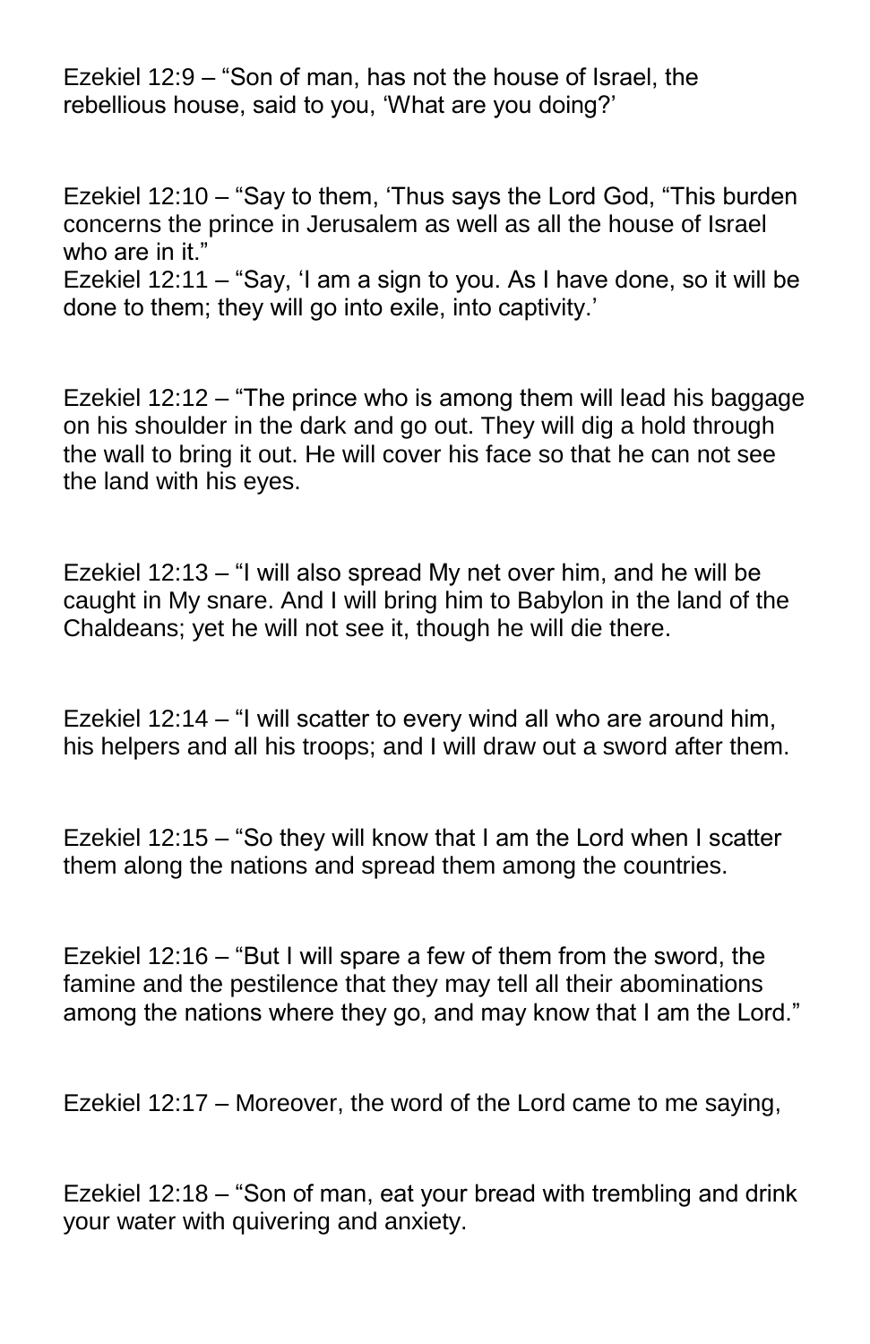Ezekiel 12:9 – "Son of man, has not the house of Israel, the rebellious house, said to you, 'What are you doing?'

Ezekiel 12:10 – "Say to them, 'Thus says the Lord God, "This burden concerns the prince in Jerusalem as well as all the house of Israel who are in it."

Ezekiel 12:11 – "Say, 'I am a sign to you. As I have done, so it will be done to them; they will go into exile, into captivity.'

Ezekiel 12:12 – "The prince who is among them will lead his baggage on his shoulder in the dark and go out. They will dig a hold through the wall to bring it out. He will cover his face so that he can not see the land with his eyes.

Ezekiel 12:13 – "I will also spread My net over him, and he will be caught in My snare. And I will bring him to Babylon in the land of the Chaldeans; yet he will not see it, though he will die there.

Ezekiel 12:14 – "I will scatter to every wind all who are around him, his helpers and all his troops; and I will draw out a sword after them.

Ezekiel 12:15 – "So they will know that I am the Lord when I scatter them along the nations and spread them among the countries.

Ezekiel 12:16 – "But I will spare a few of them from the sword, the famine and the pestilence that they may tell all their abominations among the nations where they go, and may know that I am the Lord."

Ezekiel 12:17 – Moreover, the word of the Lord came to me saying,

Ezekiel 12:18 – "Son of man, eat your bread with trembling and drink your water with quivering and anxiety.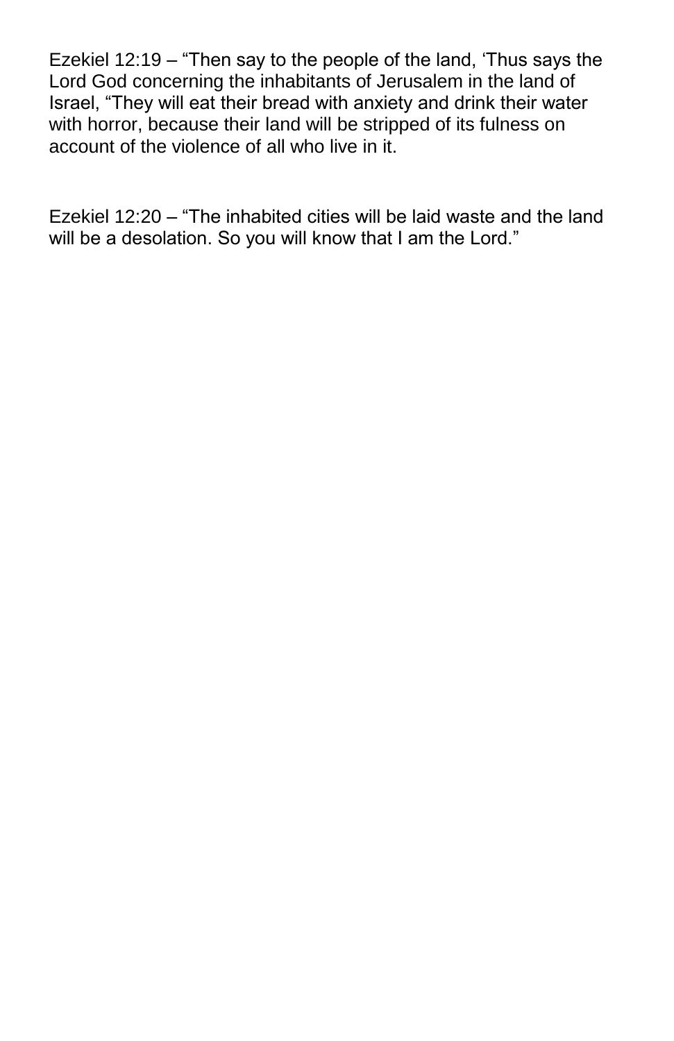Ezekiel 12:19 – "Then say to the people of the land, 'Thus says the Lord God concerning the inhabitants of Jerusalem in the land of Israel, "They will eat their bread with anxiety and drink their water with horror, because their land will be stripped of its fulness on account of the violence of all who live in it.

Ezekiel 12:20 – "The inhabited cities will be laid waste and the land will be a desolation. So you will know that I am the Lord."